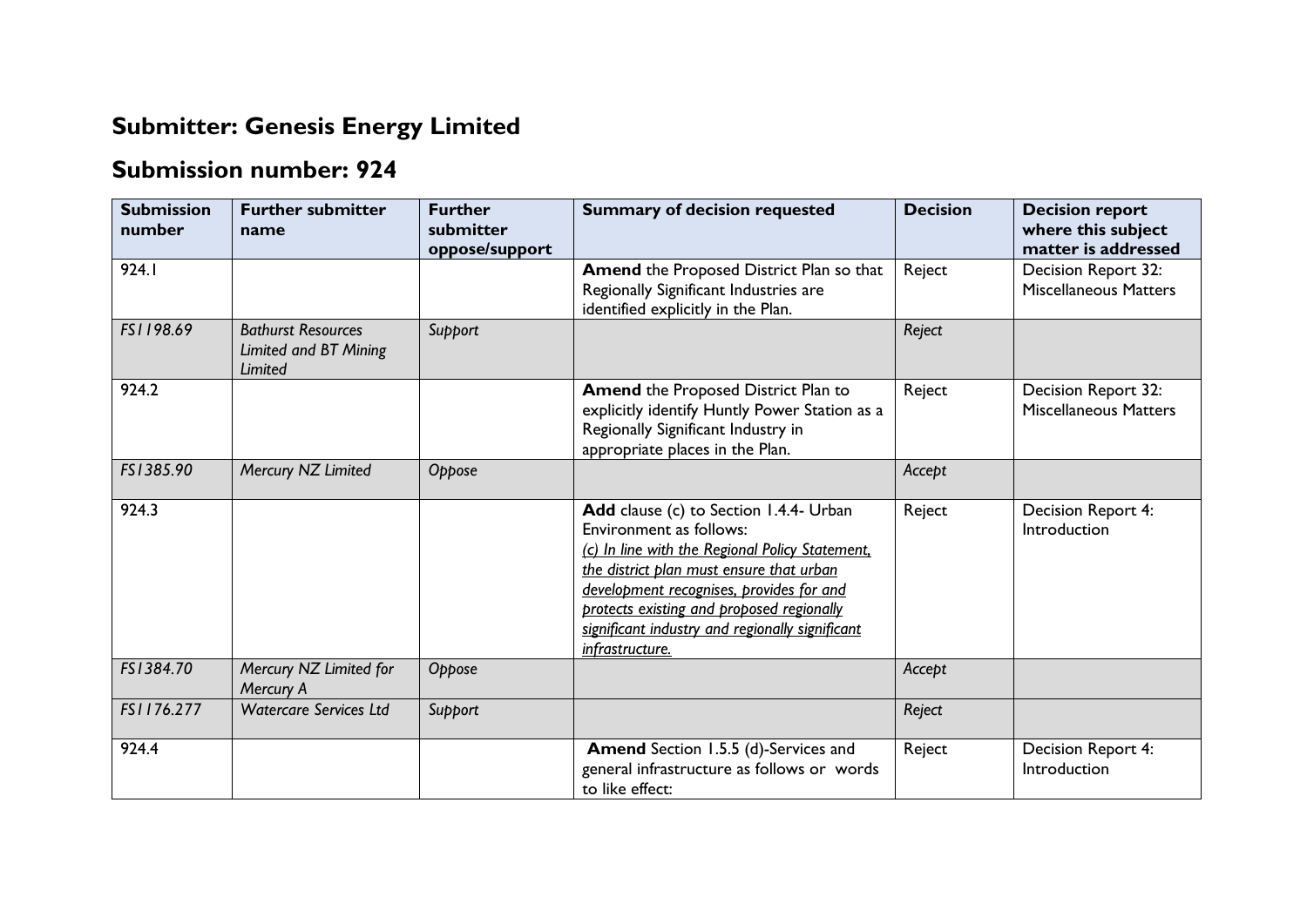# Submitter: Genesis Energy Limited

# Submission number: 924

| Submission number | Further submitter name | Further submitter oppose/support | Summary of decision requested | Decision | Decision report where this subject matter is addressed |
|---|---|---|---|---|---|
| 924.1 | | | **Amend** the Proposed District Plan so that Regionally Significant Industries are identified explicitly in the Plan. | Reject | Decision Report 32: Miscellaneous Matters |
| *FS1198.69* | *Bathurst Resources Limited and BT Mining Limited* | *Support* | | *Reject* | |
| 924.2 | | | **Amend** the Proposed District Plan to explicitly identify Huntly Power Station as a Regionally Significant Industry in appropriate places in the Plan. | Reject | Decision Report 32: Miscellaneous Matters |
| *FS1385.90* | *Mercury NZ Limited* | *Oppose* | | *Accept* | |
| 924.3 | | | **Add** clause (c) to Section 1.4.4- Urban Environment as follows: <br> *<u>(c) In line with the Regional Policy Statement, the district plan must ensure that urban development recognises, provides for and protects existing and proposed regionally significant industry and regionally significant infrastructure.</u>* | Reject | Decision Report 4: Introduction |
| *FS1384.70* | *Mercury NZ Limited for Mercury A* | *Oppose* | | *Accept* | |
| *FS1176.277* | *Watercare Services Ltd* | *Support* | | *Reject* | |
| 924.4 | | | **Amend** Section 1.5.5 (d)-Services and general infrastructure as follows or words to like effect: | Reject | Decision Report 4: Introduction |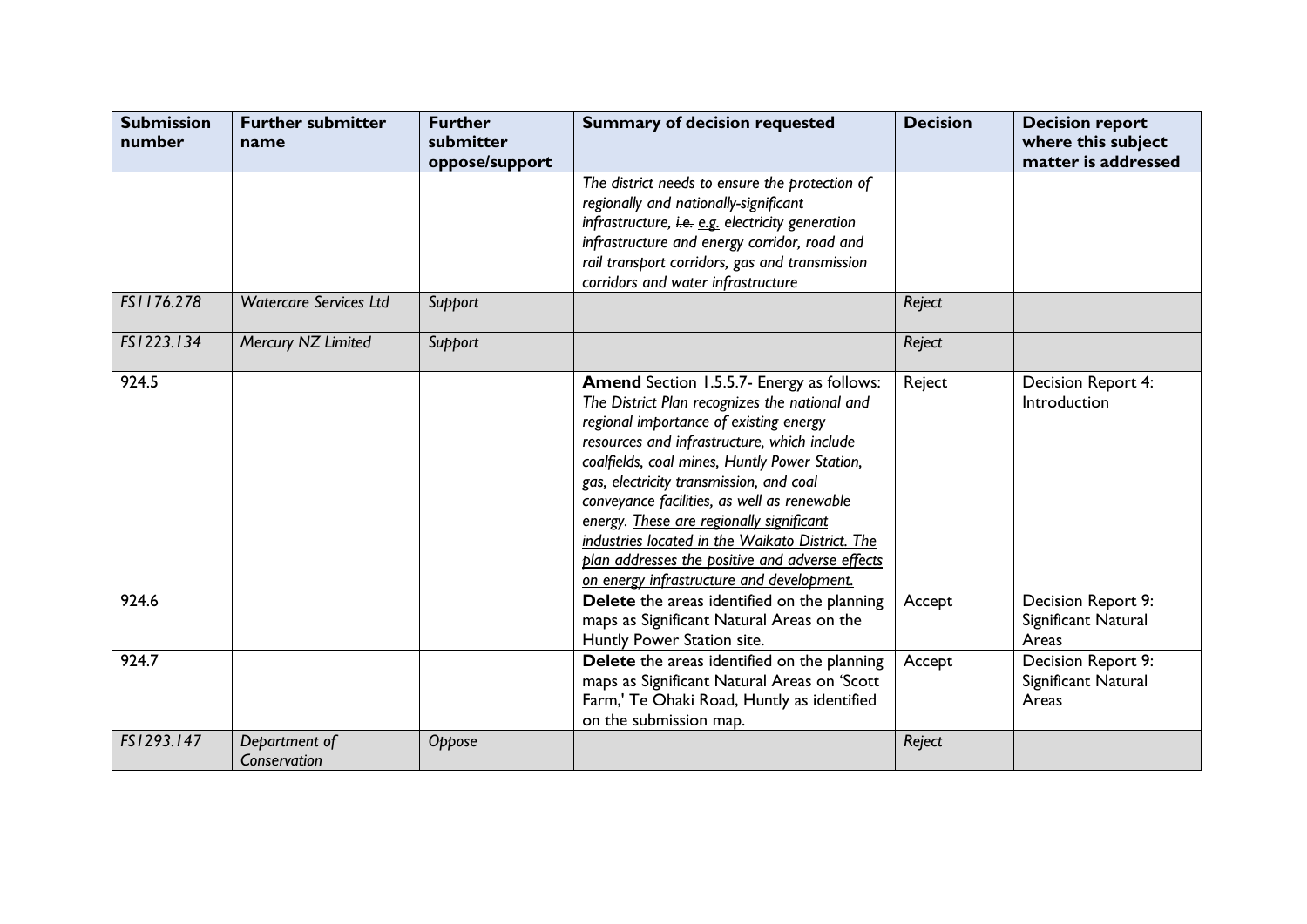| Submission number | Further submitter name | Further submitter oppose/support | Summary of decision requested | Decision | Decision report where this subject matter is addressed |
|---|---|---|---|---|---|
| | | | *The district needs to ensure the protection of regionally and nationally-significant infrastructure, ~~i.e.~~ e.g. electricity generation infrastructure and energy corridor, road and rail transport corridors, gas and transmission corridors and water infrastructure* | | |
| *FS1176.278* | *Watercare Services Ltd* | *Support* | | *Reject* | |
| *FS1223.134* | *Mercury NZ Limited* | *Support* | | *Reject* | |
| 924.5 | | | **Amend** Section 1.5.5.7- Energy as follows: *The District Plan recognizes the national and regional importance of existing energy resources and infrastructure, which include coalfields, coal mines, Huntly Power Station, gas, electricity transmission, and coal conveyance facilities, as well as renewable energy. These are regionally significant industries located in the Waikato District. The plan addresses the positive and adverse effects on energy infrastructure and development.* | Reject | Decision Report 4: Introduction |
| 924.6 | | | **Delete** the areas identified on the planning maps as Significant Natural Areas on the Huntly Power Station site. | Accept | Decision Report 9: Significant Natural Areas |
| 924.7 | | | **Delete** the areas identified on the planning maps as Significant Natural Areas on 'Scott Farm,' Te Ohaki Road, Huntly as identified on the submission map. | Accept | Decision Report 9: Significant Natural Areas |
| *FS1293.147* | *Department of Conservation* | *Oppose* | | *Reject* | |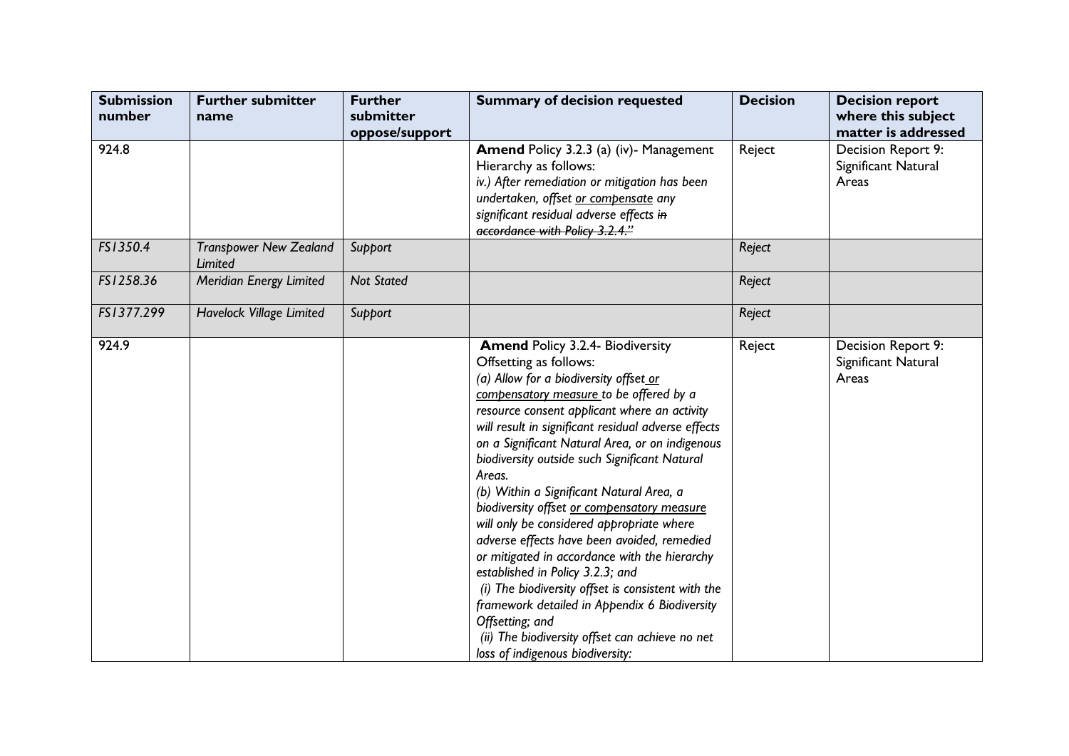| Submission number | Further submitter name | Further submitter oppose/support | Summary of decision requested | Decision | Decision report where this subject matter is addressed |
|---|---|---|---|---|---|
| 924.8 | | | **Amend** Policy 3.2.3 (a) (iv)- Management Hierarchy as follows:<br>*iv.) After remediation or mitigation has been undertaken, offset <u>or compensate</u> any significant residual adverse effects ~~in accordance with Policy 3.2.4.~~"* | Reject | Decision Report 9: Significant Natural Areas |
| *FS1350.4* | *Transpower New Zealand Limited* | *Support* | | *Reject* | |
| *FS1258.36* | *Meridian Energy Limited* | *Not Stated* | | *Reject* | |
| *FS1377.299* | *Havelock Village Limited* | *Support* | | *Reject* | |
| 924.9 | | | **Amend** Policy 3.2.4- Biodiversity Offsetting as follows:<br>*(a) Allow for a biodiversity offset <u>or compensatory measure</u> to be offered by a resource consent applicant where an activity will result in significant residual adverse effects on a Significant Natural Area, or on indigenous biodiversity outside such Significant Natural Areas.*<br>*(b) Within a Significant Natural Area, a biodiversity offset <u>or compensatory measure</u> will only be considered appropriate where adverse effects have been avoided, remedied or mitigated in accordance with the hierarchy established in Policy 3.2.3; and*<br>*(i) The biodiversity offset is consistent with the framework detailed in Appendix 6 Biodiversity Offsetting; and*<br>*(ii) The biodiversity offset can achieve no net loss of indigenous biodiversity:* | Reject | Decision Report 9: Significant Natural Areas |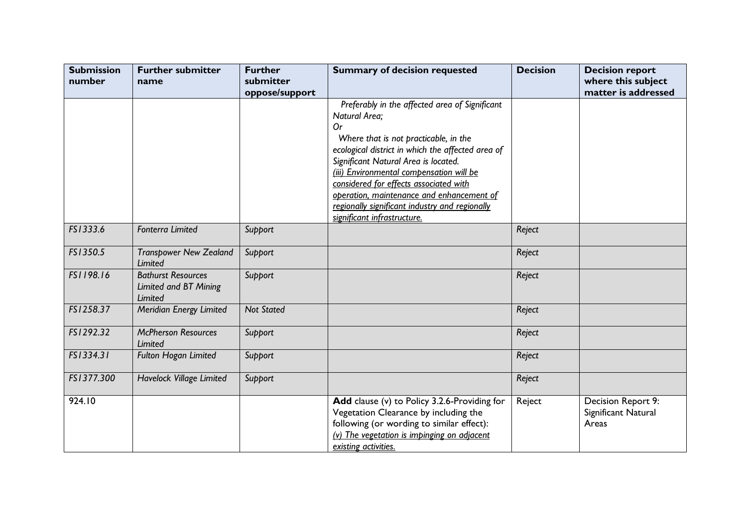| Submission number | Further submitter name | Further submitter oppose/support | Summary of decision requested | Decision | Decision report where this subject matter is addressed |
|---|---|---|---|---|---|
| | | | *Preferably in the affected area of Significant Natural Area;*<br>*Or*<br>*Where that is not practicable, in the ecological district in which the affected area of Significant Natural Area is located.*<br><u>*(iii) Environmental compensation will be considered for effects associated with operation, maintenance and enhancement of regionally significant industry and regionally significant infrastructure.*</u> | | |
| *FS1333.6* | *Fonterra Limited* | *Support* | | *Reject* | |
| *FS1350.5* | *Transpower New Zealand Limited* | *Support* | | *Reject* | |
| *FS1198.16* | *Bathurst Resources Limited and BT Mining Limited* | *Support* | | *Reject* | |
| *FS1258.37* | *Meridian Energy Limited* | *Not Stated* | | *Reject* | |
| *FS1292.32* | *McPherson Resources Limited* | *Support* | | *Reject* | |
| *FS1334.31* | *Fulton Hogan Limited* | *Support* | | *Reject* | |
| *FS1377.300* | *Havelock Village Limited* | *Support* | | *Reject* | |
| 924.10 | | | **Add** clause (v) to Policy 3.2.6-Providing for Vegetation Clearance by including the following (or wording to similar effect):<br><u>*(v) The vegetation is impinging on adjacent existing activities.*</u> | Reject | Decision Report 9: Significant Natural Areas |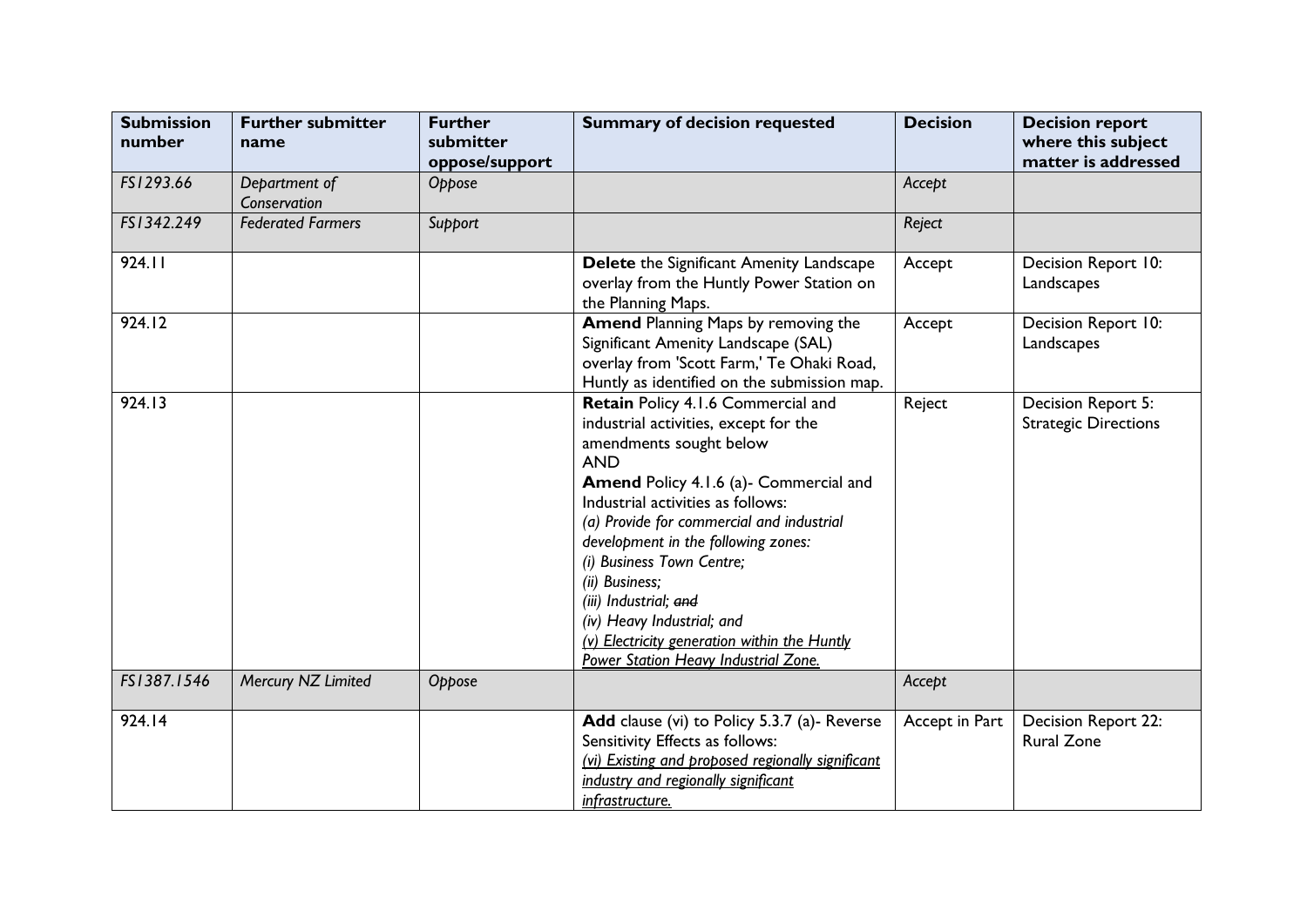| Submission number | Further submitter name | Further submitter oppose/support | Summary of decision requested | Decision | Decision report where this subject matter is addressed |
|---|---|---|---|---|---|
| *FS1293.66* | *Department of Conservation* | *Oppose* | | *Accept* | |
| *FS1342.249* | *Federated Farmers* | *Support* | | *Reject* | |
| 924.11 | | | **Delete** the Significant Amenity Landscape overlay from the Huntly Power Station on the Planning Maps. | Accept | Decision Report 10: Landscapes |
| 924.12 | | | **Amend** Planning Maps by removing the Significant Amenity Landscape (SAL) overlay from 'Scott Farm,' Te Ohaki Road, Huntly as identified on the submission map. | Accept | Decision Report 10: Landscapes |
| 924.13 | | | **Retain** Policy 4.1.6 Commercial and industrial activities, except for the amendments sought below<br>AND<br>**Amend** Policy 4.1.6 (a)- Commercial and Industrial activities as follows:<br>*(a) Provide for commercial and industrial development in the following zones:*<br>*(i) Business Town Centre;*<br>*(ii) Business;*<br>*(iii) Industrial; ~~and~~*<br>*(iv) Heavy Industrial; and*<br>*<u>(v) Electricity generation within the Huntly Power Station Heavy Industrial Zone.</u>* | Reject | Decision Report 5: Strategic Directions |
| *FS1387.1546* | *Mercury NZ Limited* | *Oppose* | | *Accept* | |
| 924.14 | | | **Add** clause (vi) to Policy 5.3.7 (a)- Reverse Sensitivity Effects as follows:<br>*<u>(vi) Existing and proposed regionally significant industry and regionally significant infrastructure.</u>* | Accept in Part | Decision Report 22: Rural Zone |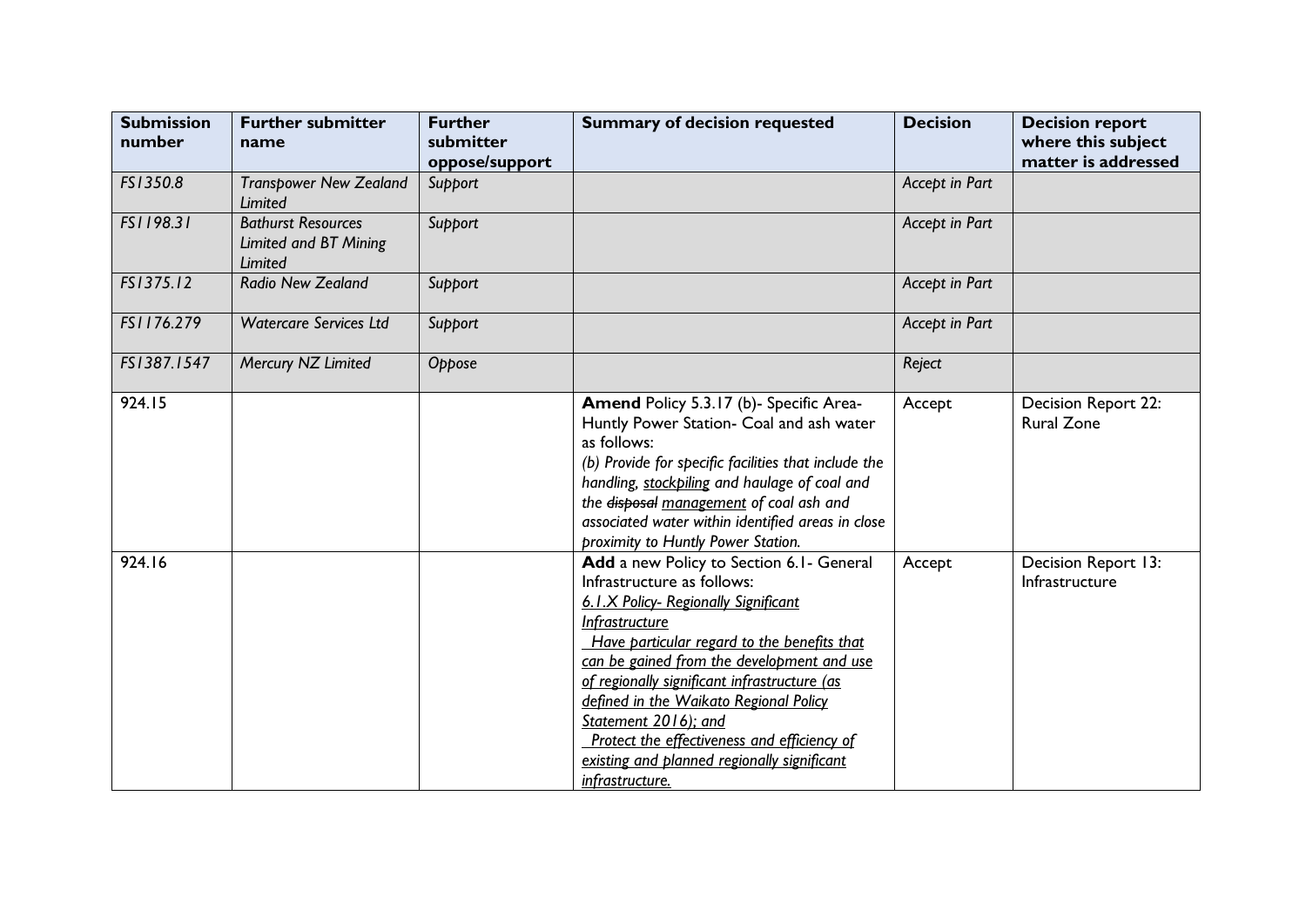| Submission number | Further submitter name | Further submitter oppose/support | Summary of decision requested | Decision | Decision report where this subject matter is addressed |
|---|---|---|---|---|---|
| *FS1350.8* | *Transpower New Zealand Limited* | *Support* | | *Accept in Part* | |
| *FS1198.31* | *Bathurst Resources Limited and BT Mining Limited* | *Support* | | *Accept in Part* | |
| *FS1375.12* | *Radio New Zealand* | *Support* | | *Accept in Part* | |
| *FS1176.279* | *Watercare Services Ltd* | *Support* | | *Accept in Part* | |
| *FS1387.1547* | *Mercury NZ Limited* | *Oppose* | | *Reject* | |
| 924.15 | | | **Amend** Policy 5.3.17 (b)- Specific Area-Huntly Power Station- Coal and ash water as follows:<br>*(b) Provide for specific facilities that include the handling, <u>stockpiling</u> and haulage of coal and the ~~disposal~~ <u>management</u> of coal ash and associated water within identified areas in close proximity to Huntly Power Station.* | Accept | Decision Report 22: Rural Zone |
| 924.16 | | | **Add** a new Policy to Section 6.1- General Infrastructure as follows:<br>*<u>6.1.X Policy- Regionally Significant Infrastructure</u>*<br>*<u>Have particular regard to the benefits that can be gained from the development and use of regionally significant infrastructure (as defined in the Waikato Regional Policy Statement 2016); and</u>*<br>*<u>Protect the effectiveness and efficiency of existing and planned regionally significant infrastructure.</u>* | Accept | Decision Report 13: Infrastructure |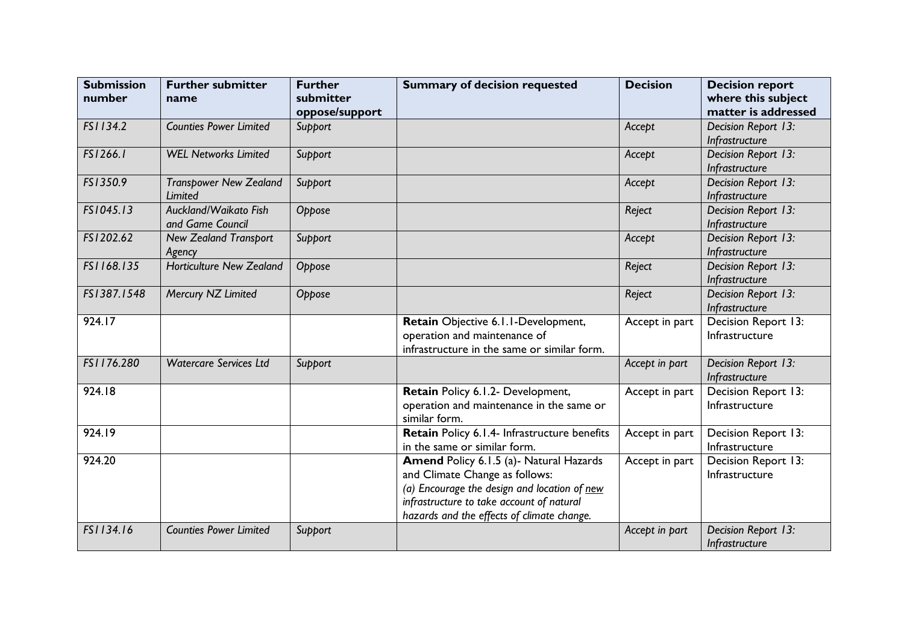| Submission number | Further submitter name | Further submitter oppose/support | Summary of decision requested | Decision | Decision report where this subject matter is addressed |
|---|---|---|---|---|---|
| *FS1134.2* | *Counties Power Limited* | *Support* | | *Accept* | *Decision Report 13: Infrastructure* |
| *FS1266.1* | *WEL Networks Limited* | *Support* | | *Accept* | *Decision Report 13: Infrastructure* |
| *FS1350.9* | *Transpower New Zealand Limited* | *Support* | | *Accept* | *Decision Report 13: Infrastructure* |
| *FS1045.13* | *Auckland/Waikato Fish and Game Council* | *Oppose* | | *Reject* | *Decision Report 13: Infrastructure* |
| *FS1202.62* | *New Zealand Transport Agency* | *Support* | | *Accept* | *Decision Report 13: Infrastructure* |
| *FS1168.135* | *Horticulture New Zealand* | *Oppose* | | *Reject* | *Decision Report 13: Infrastructure* |
| *FS1387.1548* | *Mercury NZ Limited* | *Oppose* | | *Reject* | *Decision Report 13: Infrastructure* |
| 924.17 | | | **Retain** Objective 6.1.1-Development, operation and maintenance of infrastructure in the same or similar form. | Accept in part | Decision Report 13: Infrastructure |
| *FS1176.280* | *Watercare Services Ltd* | *Support* | | *Accept in part* | *Decision Report 13: Infrastructure* |
| 924.18 | | | **Retain** Policy 6.1.2- Development, operation and maintenance in the same or similar form. | Accept in part | Decision Report 13: Infrastructure |
| 924.19 | | | **Retain** Policy 6.1.4- Infrastructure benefits in the same or similar form. | Accept in part | Decision Report 13: Infrastructure |
| 924.20 | | | **Amend** Policy 6.1.5 (a)- Natural Hazards and Climate Change as follows: *(a) Encourage the design and location of* <u>*new*</u> *infrastructure to take account of natural hazards and the effects of climate change.* | Accept in part | Decision Report 13: Infrastructure |
| *FS1134.16* | *Counties Power Limited* | *Support* | | *Accept in part* | *Decision Report 13: Infrastructure* |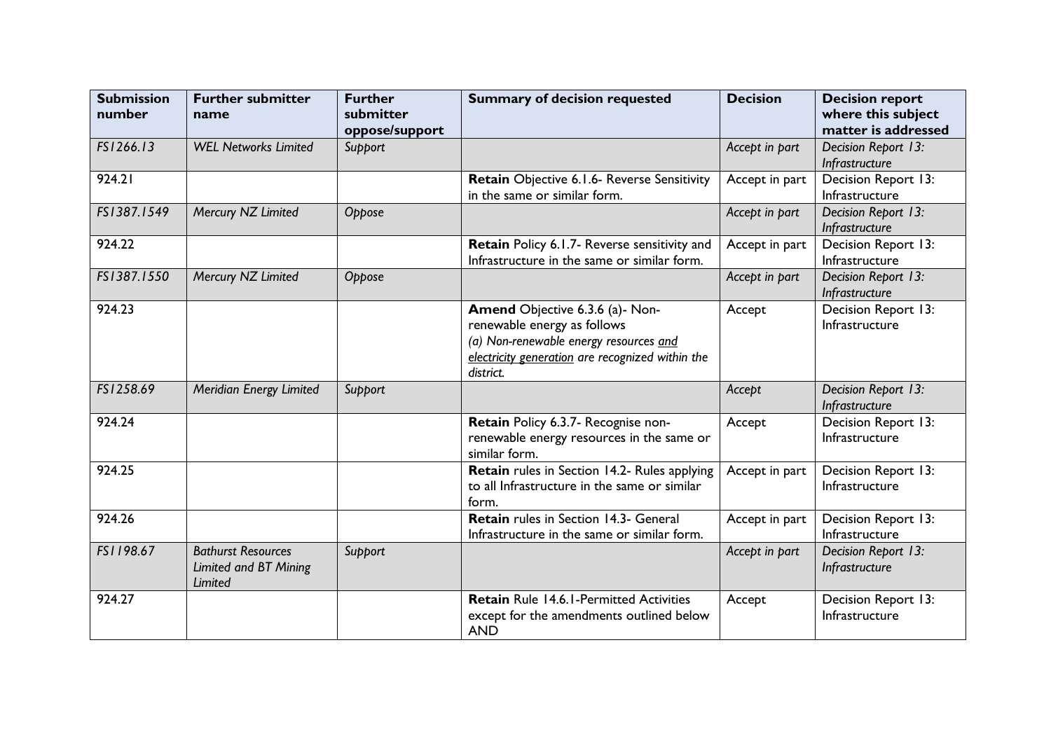| Submission number | Further submitter name | Further submitter oppose/support | Summary of decision requested | Decision | Decision report where this subject matter is addressed |
|---|---|---|---|---|---|
| *FS1266.13* | *WEL Networks Limited* | *Support* | | *Accept in part* | *Decision Report 13: Infrastructure* |
| 924.21 | | | **Retain** Objective 6.1.6- Reverse Sensitivity in the same or similar form. | Accept in part | Decision Report 13: Infrastructure |
| *FS1387.1549* | *Mercury NZ Limited* | *Oppose* | | *Accept in part* | *Decision Report 13: Infrastructure* |
| 924.22 | | | **Retain** Policy 6.1.7- Reverse sensitivity and Infrastructure in the same or similar form. | Accept in part | Decision Report 13: Infrastructure |
| *FS1387.1550* | *Mercury NZ Limited* | *Oppose* | | *Accept in part* | *Decision Report 13: Infrastructure* |
| 924.23 | | | **Amend** Objective 6.3.6 (a)- Non-renewable energy as follows<br>*(a) Non-renewable energy resources <u>and electricity generation</u> are recognized within the district.* | Accept | Decision Report 13: Infrastructure |
| *FS1258.69* | *Meridian Energy Limited* | *Support* | | *Accept* | *Decision Report 13: Infrastructure* |
| 924.24 | | | **Retain** Policy 6.3.7- Recognise non-renewable energy resources in the same or similar form. | Accept | Decision Report 13: Infrastructure |
| 924.25 | | | **Retain** rules in Section 14.2- Rules applying to all Infrastructure in the same or similar form. | Accept in part | Decision Report 13: Infrastructure |
| 924.26 | | | **Retain** rules in Section 14.3- General Infrastructure in the same or similar form. | Accept in part | Decision Report 13: Infrastructure |
| *FS1198.67* | *Bathurst Resources Limited and BT Mining Limited* | *Support* | | *Accept in part* | *Decision Report 13: Infrastructure* |
| 924.27 | | | **Retain** Rule 14.6.1-Permitted Activities except for the amendments outlined below AND | Accept | Decision Report 13: Infrastructure |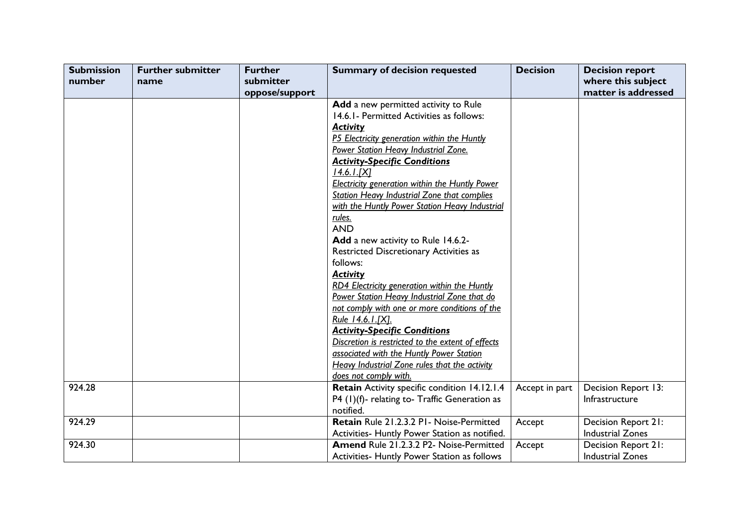| Submission number | Further submitter name | Further submitter oppose/support | Summary of decision requested | Decision | Decision report where this subject matter is addressed |
|---|---|---|---|---|---|
| | | | **Add** a new permitted activity to Rule 14.6.1- Permitted Activities as follows:<br>***Activity***<br>*P5 Electricity generation within the Huntly Power Station Heavy Industrial Zone.*<br>***Activity-Specific Conditions***<br>*14.6.1.[X]*<br>*Electricity generation within the Huntly Power Station Heavy Industrial Zone that complies with the Huntly Power Station Heavy Industrial rules.*<br>AND<br>**Add** a new activity to Rule 14.6.2- Restricted Discretionary Activities as follows:<br>***Activity***<br>*RD4 Electricity generation within the Huntly Power Station Heavy Industrial Zone that do not comply with one or more conditions of the Rule 14.6.1.[X].*<br>***Activity-Specific Conditions***<br>*Discretion is restricted to the extent of effects associated with the Huntly Power Station Heavy Industrial Zone rules that the activity does not comply with.* | | |
| 924.28 | | | **Retain** Activity specific condition 14.12.1.4 P4 (1)(f)- relating to- Traffic Generation as notified. | Accept in part | Decision Report 13: Infrastructure |
| 924.29 | | | **Retain** Rule 21.2.3.2 P1- Noise-Permitted Activities- Huntly Power Station as notified. | Accept | Decision Report 21: Industrial Zones |
| 924.30 | | | **Amend** Rule 21.2.3.2 P2- Noise-Permitted Activities- Huntly Power Station as follows | Accept | Decision Report 21: Industrial Zones |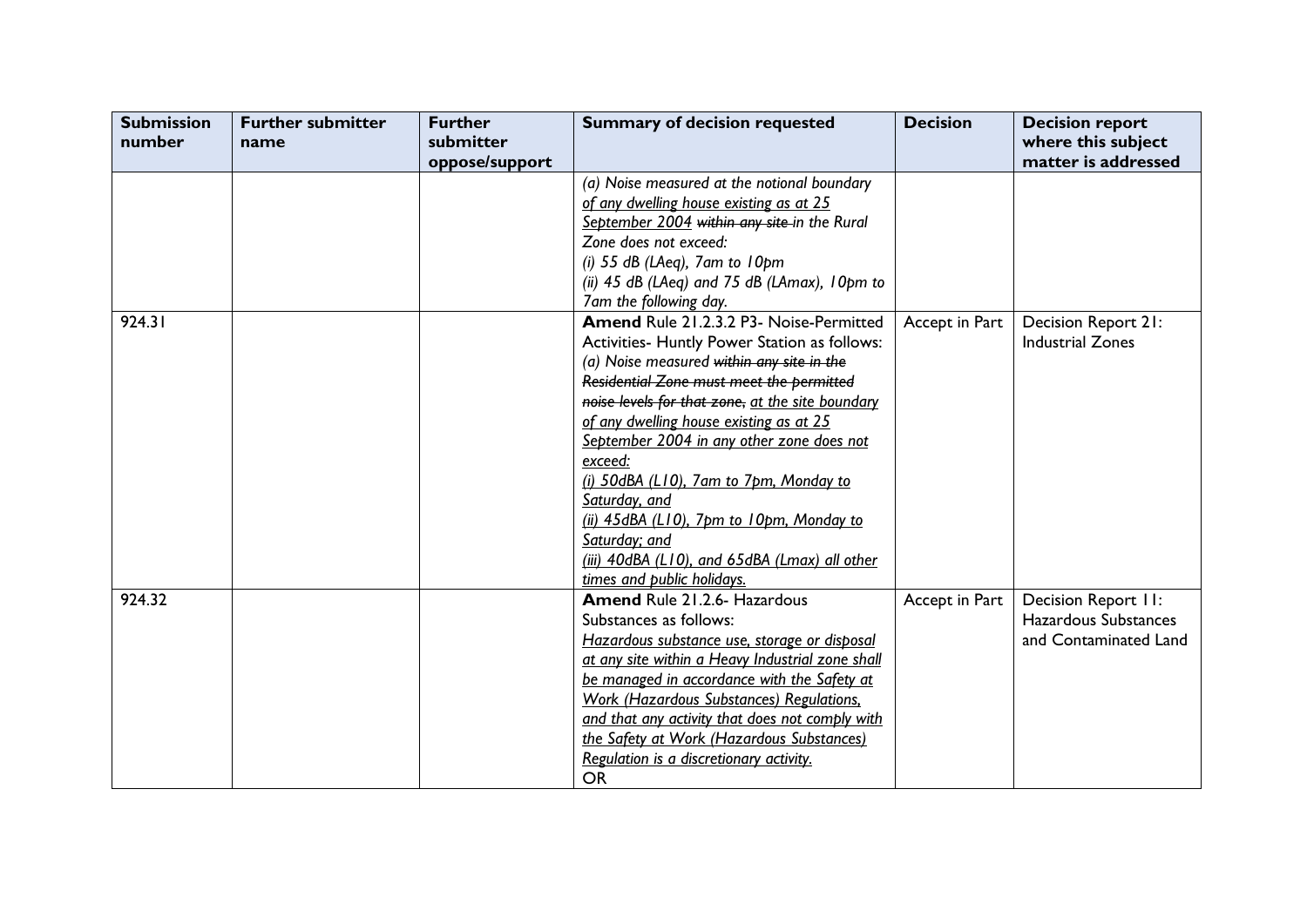| Submission number | Further submitter name | Further submitter oppose/support | Summary of decision requested | Decision | Decision report where this subject matter is addressed |
|---|---|---|---|---|---|
| | | | *(a) Noise measured at the notional boundary of any dwelling house existing as at 25 September 2004 ~~within any site~~ in the Rural Zone does not exceed:*<br>*(i) 55 dB (LAeq), 7am to 10pm*<br>*(ii) 45 dB (LAeq) and 75 dB (LAmax), 10pm to 7am the following day.* | | |
| 924.31 | | | **Amend** Rule 21.3.2 P3- Noise-Permitted Activities- Huntly Power Station as follows:<br>*(a) Noise measured ~~within any site in the Residential Zone must meet the permitted noise levels for that zone,~~ at the site boundary of any dwelling house existing as at 25 September 2004 in any other zone does not exceed:*<br>*(i) 50dBA (L10), 7am to 7pm, Monday to Saturday, and*<br>*(ii) 45dBA (L10), 7pm to 10pm, Monday to Saturday; and*<br>*(iii) 40dBA (L10), and 65dBA (Lmax) all other times and public holidays.* | Accept in Part | Decision Report 21: Industrial Zones |
| 924.32 | | | **Amend** Rule 21.2.6- Hazardous Substances as follows:<br>*Hazardous substance use, storage or disposal at any site within a Heavy Industrial zone shall be managed in accordance with the Safety at Work (Hazardous Substances) Regulations, and that any activity that does not comply with the Safety at Work (Hazardous Substances) Regulation is a discretionary activity.*<br>OR | Accept in Part | Decision Report 11: Hazardous Substances and Contaminated Land |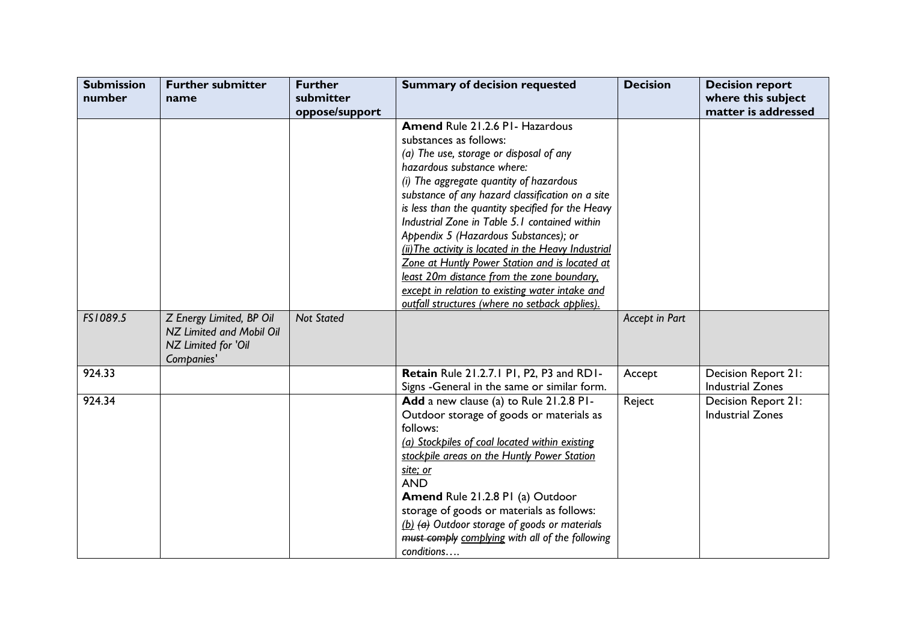| Submission number | Further submitter name | Further submitter oppose/support | Summary of decision requested | Decision | Decision report where this subject matter is addressed |
|---|---|---|---|---|---|
| | | | **Amend** Rule 21.2.6 P1- Hazardous substances as follows:<br>*(a) The use, storage or disposal of any hazardous substance where:*<br>*(i) The aggregate quantity of hazardous substance of any hazard classification on a site is less than the quantity specified for the Heavy Industrial Zone in Table 5.1 contained within Appendix 5 (Hazardous Substances); or*<br>*<u>(ii)The activity is located in the Heavy Industrial Zone at Huntly Power Station and is located at least 20m distance from the zone boundary, except in relation to existing water intake and outfall structures (where no setback applies).</u>* | | |
| *FS1089.5* | *Z Energy Limited, BP Oil NZ Limited and Mobil Oil NZ Limited for 'Oil Companies'* | *Not Stated* | | *Accept in Part* | |
| 924.33 | | | **Retain** Rule 21.2.7.1 P1, P2, P3 and RD1- Signs -General in the same or similar form. | Accept | Decision Report 21: Industrial Zones |
| 924.34 | | | **Add** a new clause (a) to Rule 21.2.8 P1- Outdoor storage of goods or materials as follows:<br>*<u>(a) Stockpiles of coal located within existing stockpile areas on the Huntly Power Station site; or</u>*<br>AND<br>**Amend** Rule 21.2.8 P1 (a) Outdoor storage of goods or materials as follows:<br>*<u>(b)</u> ~~(a)~~ Outdoor storage of goods or materials ~~must comply~~ <u>complying</u> with all of the following conditions….* | Reject | Decision Report 21: Industrial Zones |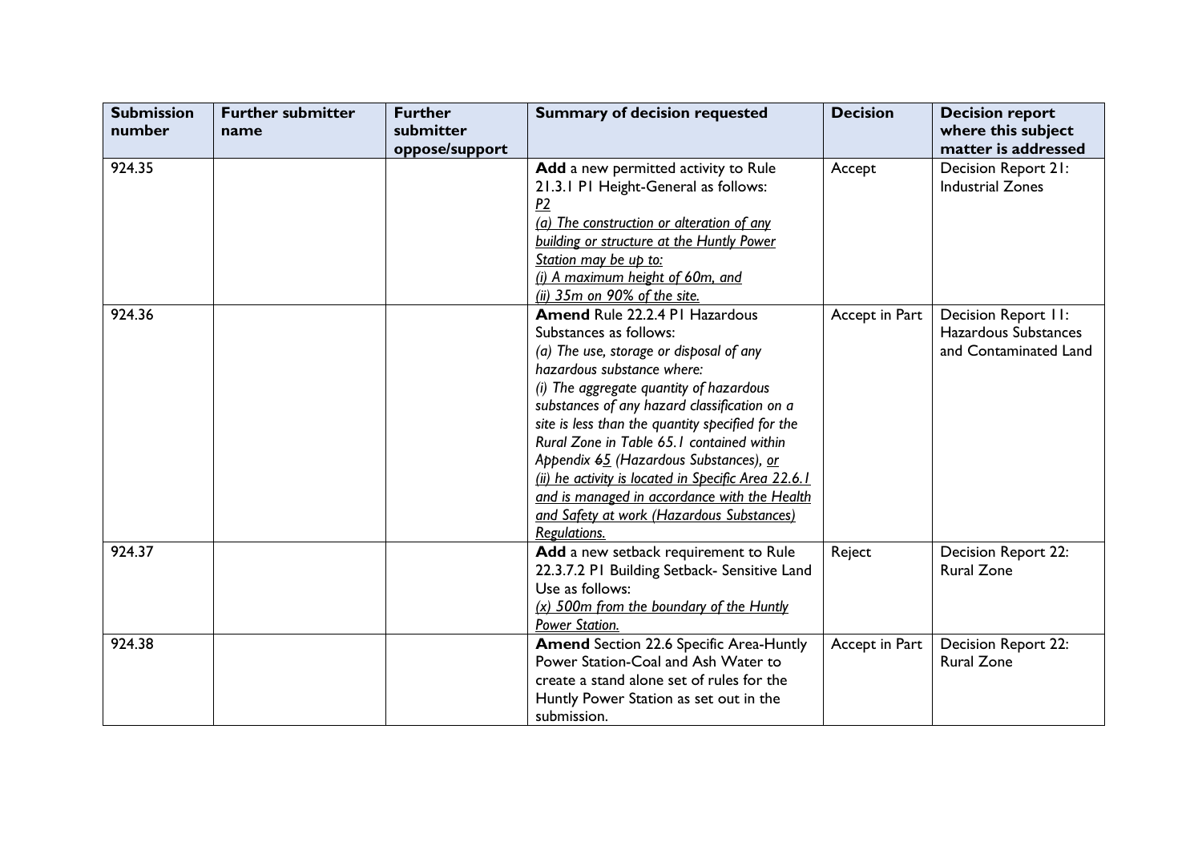| Submission number | Further submitter name | Further submitter oppose/support | Summary of decision requested | Decision | Decision report where this subject matter is addressed |
| --- | --- | --- | --- | --- | --- |
| 924.35 | | | **Add** a new permitted activity to Rule 21.3.1 P1 Height-General as follows:<br>*P2*<br>*(a) The construction or alteration of any building or structure at the Huntly Power Station may be up to:*<br>*(i) A maximum height of 60m, and*<br>*(ii) 35m on 90% of the site.* | Accept | Decision Report 21: Industrial Zones |
| 924.36 | | | **Amend** Rule 22.2.4 P1 Hazardous Substances as follows:<br>*(a) The use, storage or disposal of any hazardous substance where:*<br>*(i) The aggregate quantity of hazardous substances of any hazard classification on a site is less than the quantity specified for the Rural Zone in Table 65.1 contained within Appendix ~~6~~5 (Hazardous Substances), or*<br>*(ii) he activity is located in Specific Area 22.6.1 and is managed in accordance with the Health and Safety at work (Hazardous Substances) Regulations.* | Accept in Part | Decision Report 11: Hazardous Substances and Contaminated Land |
| 924.37 | | | **Add** a new setback requirement to Rule 22.3.7.2 P1 Building Setback- Sensitive Land Use as follows:<br>*(x) 500m from the boundary of the Huntly Power Station.* | Reject | Decision Report 22: Rural Zone |
| 924.38 | | | **Amend** Section 22.6 Specific Area-Huntly Power Station-Coal and Ash Water to create a stand alone set of rules for the Huntly Power Station as set out in the submission. | Accept in Part | Decision Report 22: Rural Zone |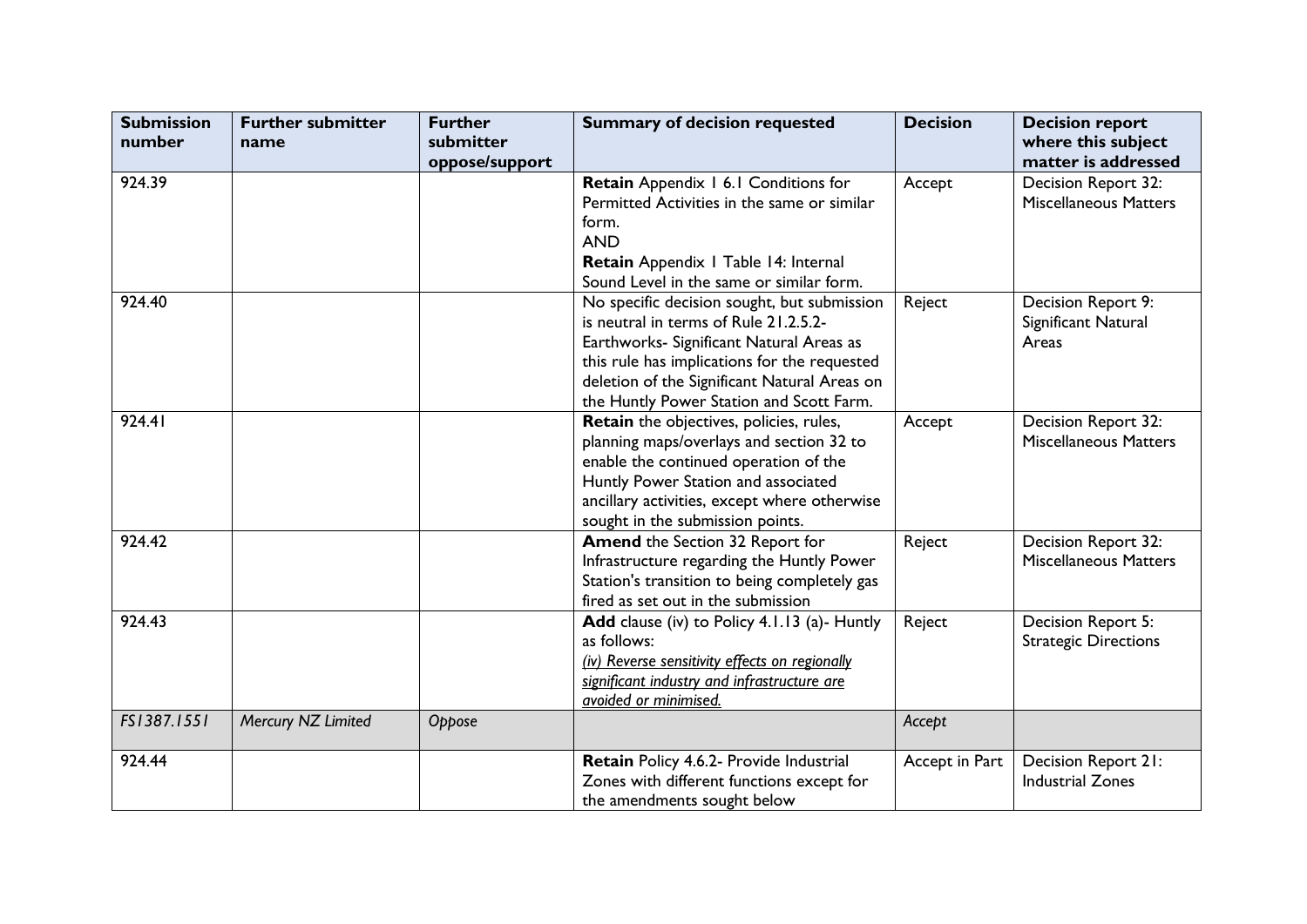| Submission number | Further submitter name | Further submitter oppose/support | Summary of decision requested | Decision | Decision report where this subject matter is addressed |
|---|---|---|---|---|---|
| 924.39 | | | **Retain** Appendix 1 6.1 Conditions for Permitted Activities in the same or similar form.<br>AND<br>**Retain** Appendix 1 Table 14: Internal Sound Level in the same or similar form. | Accept | Decision Report 32: Miscellaneous Matters |
| 924.40 | | | No specific decision sought, but submission is neutral in terms of Rule 21.2.5.2- Earthworks- Significant Natural Areas as this rule has implications for the requested deletion of the Significant Natural Areas on the Huntly Power Station and Scott Farm. | Reject | Decision Report 9: Significant Natural Areas |
| 924.41 | | | **Retain** the objectives, policies, rules, planning maps/overlays and section 32 to enable the continued operation of the Huntly Power Station and associated ancillary activities, except where otherwise sought in the submission points. | Accept | Decision Report 32: Miscellaneous Matters |
| 924.42 | | | **Amend** the Section 32 Report for Infrastructure regarding the Huntly Power Station's transition to being completely gas fired as set out in the submission | Reject | Decision Report 32: Miscellaneous Matters |
| 924.43 | | | **Add** clause (iv) to Policy 4.1.13 (a)- Huntly as follows:<br>*(iv) Reverse sensitivity effects on regionally significant industry and infrastructure are avoided or minimised.* | Reject | Decision Report 5: Strategic Directions |
| *FS1387.1551* | *Mercury NZ Limited* | *Oppose* | | *Accept* | |
| 924.44 | | | **Retain** Policy 4.6.2- Provide Industrial Zones with different functions except for the amendments sought below | Accept in Part | Decision Report 21: Industrial Zones |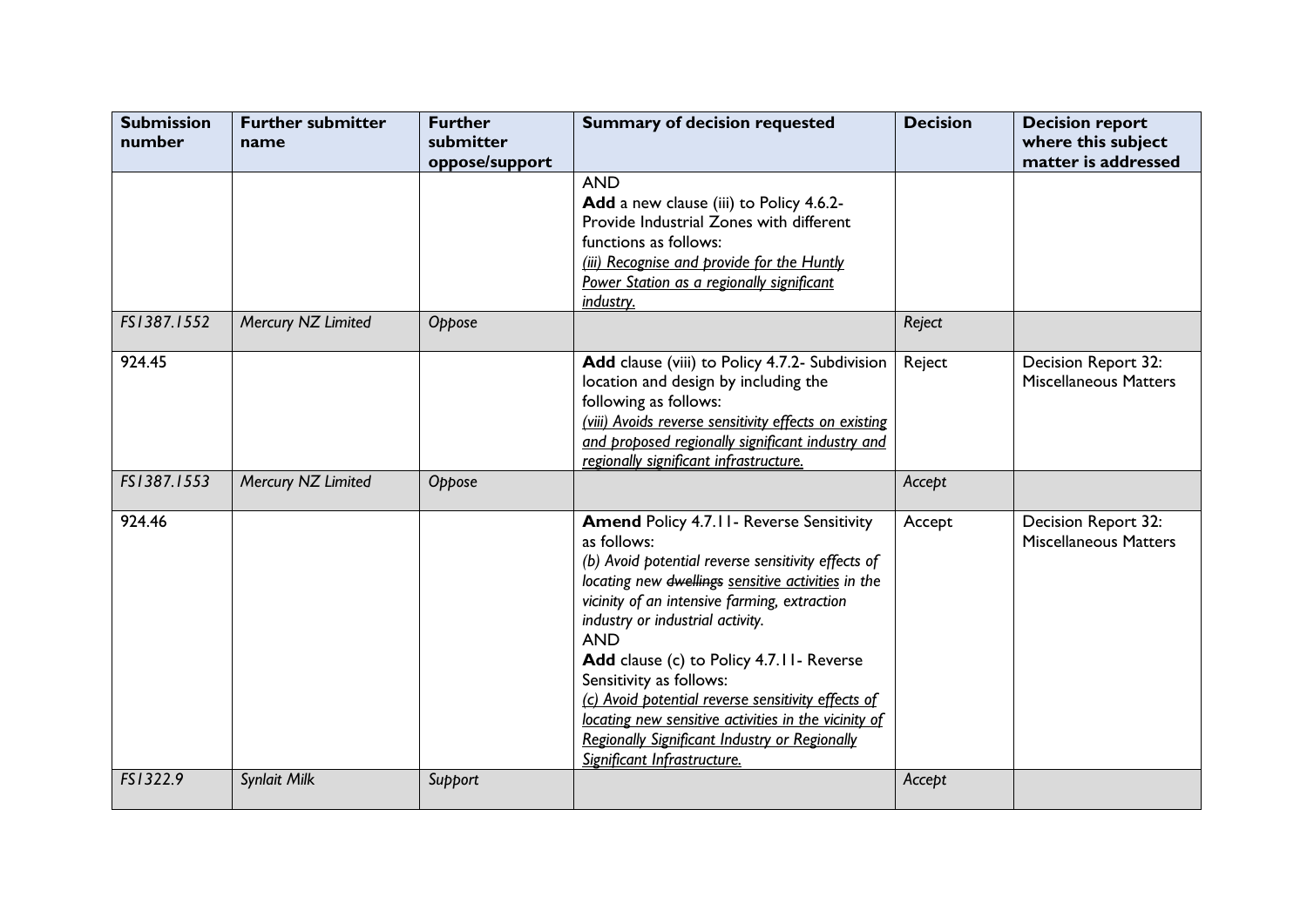| Submission number | Further submitter name | Further submitter oppose/support | Summary of decision requested | Decision | Decision report where this subject matter is addressed |
|---|---|---|---|---|---|
| | | | AND<br>**Add** a new clause (iii) to Policy 4.6.2- Provide Industrial Zones with different functions as follows:<br>*<u>(iii) Recognise and provide for the Huntly Power Station as a regionally significant industry.</u>* | | |
| *FS1387.1552* | *Mercury NZ Limited* | *Oppose* | | *Reject* | |
| 924.45 | | | **Add** clause (viii) to Policy 4.7.2- Subdivision location and design by including the following as follows:<br>*<u>(viii) Avoids reverse sensitivity effects on existing and proposed regionally significant industry and regionally significant infrastructure.</u>* | Reject | Decision Report 32: Miscellaneous Matters |
| *FS1387.1553* | *Mercury NZ Limited* | *Oppose* | | *Accept* | |
| 924.46 | | | **Amend** Policy 4.7.11- Reverse Sensitivity as follows:<br>*(b) Avoid potential reverse sensitivity effects of locating new ~~dwellings~~ <u>sensitive activities</u> in the vicinity of an intensive farming, extraction industry or industrial activity.*<br>AND<br>**Add** clause (c) to Policy 4.7.11- Reverse Sensitivity as follows:<br>*<u>(c) Avoid potential reverse sensitivity effects of locating new sensitive activities in the vicinity of Regionally Significant Industry or Regionally Significant Infrastructure.</u>* | Accept | Decision Report 32: Miscellaneous Matters |
| *FS1322.9* | *Synlait Milk* | *Support* | | *Accept* | |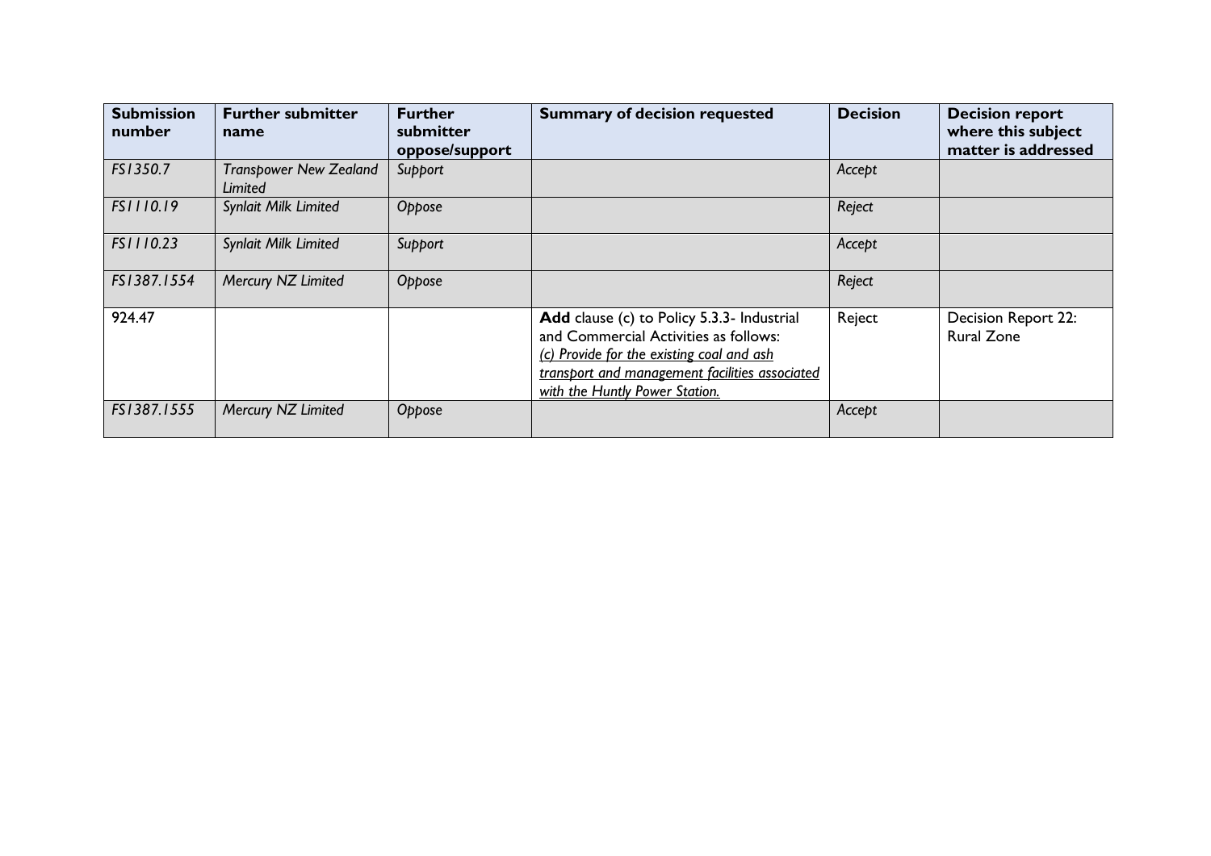| Submission number | Further submitter name | Further submitter oppose/support | Summary of decision requested | Decision | Decision report where this subject matter is addressed |
|---|---|---|---|---|---|
| *FS1350.7* | *Transpower New Zealand Limited* | *Support* | | *Accept* | |
| *FS1110.19* | *Synlait Milk Limited* | *Oppose* | | *Reject* | |
| *FS1110.23* | *Synlait Milk Limited* | *Support* | | *Accept* | |
| *FS1387.1554* | *Mercury NZ Limited* | *Oppose* | | *Reject* | |
| 924.47 | | | **Add** clause (c) to Policy 5.3.3- Industrial and Commercial Activities as follows: <u>*(c) Provide for the existing coal and ash transport and management facilities associated with the Huntly Power Station.*</u> | Reject | Decision Report 22: Rural Zone |
| *FS1387.1555* | *Mercury NZ Limited* | *Oppose* | | *Accept* | |